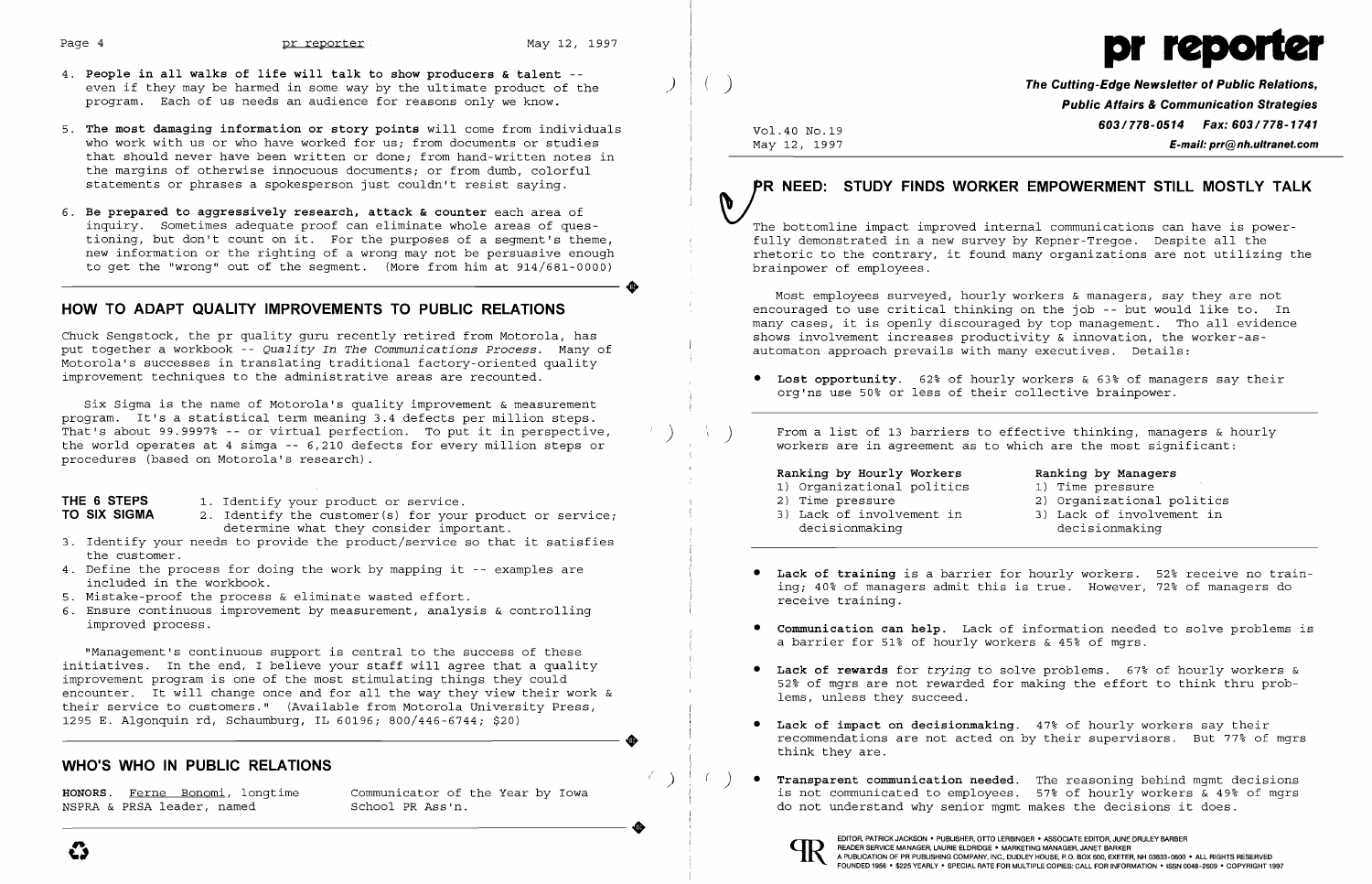4. **People in all walks of life will talk to show producers & talent** -- even if they may be harmed in some way by the ultimate product of the program. Each of us needs an audience for reasons only we know.

5. **The most damaging information or story points** will come from individuals who work with us or who have worked for us; from documents or studies that should never have been written or done; from hand-written notes in the margins of otherwise innocuous documents; or from dumb, colorful statements or phrases a spokesperson just couldn't resist saying.

6. **Be prepared to aggressively research, attack & counter** each area of inquiry. Sometimes adequate proof can eliminate whole areas of questioning, but don't count on it. For the purposes of a segment's theme, new information or the righting of a wrong may not be persuasive enough to get the "wrong" out of the segment. (More from him at 914/681-0000)

## HOW TO ADAPT QUALITY IMPROVEMENTS TO PUBLIC RELATIONS

Chuck Sengstock, the pr quality guru recently retired from Motorola, has put together a workbook -- *Quality In The Communications Process*. Many of Motorola's successes in translating traditional factory-oriented quality improvement techniques to the administrative areas are recounted.

Six Sigma is the name of Motorola's quality improvement & measurement program. It's a statistical term meaning 3.4 defects per million steps. That's about 99.9997% -- or virtual perfection. To put it in perspective, the world operates at 4 simga -- 6,210 defects for every million steps or procedures (based on Motorola's research).

**THE 6 STEPS TO SIX SIGMA**

1. Identify your product or service.
2. Identify the customer(s) for your product or service; determine what they consider important.
3. Identify your needs to provide the product/service so that it satisfies the customer.
4. Define the process for doing the work by mapping it -- examples are included in the workbook.
5. Mistake-proof the process & eliminate wasted effort.
6. Ensure continuous improvement by measurement, analysis & controlling improved process.

"Management's continuous support is central to the success of these initiatives. In the end, I believe your staff will agree that a quality improvement program is one of the most stimulating things they could encounter. It will change once and for all the way they view their work & their service to customers." (Available from Motorola University Press, 1295 E. Algonquin rd, Schaumburg, IL 60196; 800/446-6744; $20)

## WHO'S WHO IN PUBLIC RELATIONS

**HONORS.** Ferne Bonomi, longtime NSPRA & PRSA leader, named Communicator of the Year by Iowa School PR Ass'n.

# pr reporter

***The Cutting-Edge Newsletter of Public Relations, Public Affairs & Communication Strategies***

**603/778-0514 Fax: 603/778-1741**

***E-mail: prr@nh.ultranet.com***

Vol.40 No.19
May 12, 1997

## PR NEED: STUDY FINDS WORKER EMPOWERMENT STILL MOSTLY TALK

The bottomline impact improved internal communications can have is powerfully demonstrated in a new survey by Kepner-Tregoe. Despite all the rhetoric to the contrary, it found many organizations are not utilizing the brainpower of employees.

Most employees surveyed, hourly workers & managers, say they are not encouraged to use critical thinking on the job -- but would like to. In many cases, it is openly discouraged by top management. Tho all evidence shows involvement increases productivity & innovation, the worker-as-automaton approach prevails with many executives. Details:

- **Lost opportunity.** 62% of hourly workers & 63% of managers say their org'ns use 50% or less of their collective brainpower.

From a list of 13 barriers to effective thinking, managers & hourly workers are in agreement as to which are the most significant:

| Ranking by Hourly Workers | Ranking by Managers |
|---|---|
| 1) Organizational politics | 1) Time pressure |
| 2) Time pressure | 2) Organizational politics |
| 3) Lack of involvement in decisionmaking | 3) Lack of involvement in decisionmaking |

- **Lack of training** is a barrier for hourly workers. 52% receive no training; 40% of managers admit this is true. However, 72% of managers do receive training.

- **Communication can help.** Lack of information needed to solve problems is a barrier for 51% of hourly workers & 45% of mgrs.

- **Lack of rewards** for *trying* to solve problems. 67% of hourly workers & 52% of mgrs are not rewarded for making the effort to think thru problems, unless they succeed.

- **Lack of impact on decisionmaking.** 47% of hourly workers say their recommendations are not acted on by their supervisors. But 77% of mgrs think they are.

- **Transparent communication needed.** The reasoning behind mgmt decisions is not communicated to employees. 57% of hourly workers & 49% of mgrs do not understand why senior mgmt makes the decisions it does.

EDITOR, PATRICK JACKSON • PUBLISHER, OTTO LERBINGER • ASSOCIATE EDITOR, JUNE DRULEY BARBER
READER SERVICE MANAGER, LAURIE ELDRIDGE • MARKETING MANAGER, JANET BARKER
A PUBLICATION OF PR PUBLISHING COMPANY, INC., DUDLEY HOUSE, P.O. BOX 600, EXETER, NH 03833-0600 • ALL RIGHTS RESERVED
FOUNDED 1958 • $225 YEARLY • SPECIAL RATE FOR MULTIPLE COPIES: CALL FOR INFORMATION • ISSN 0048-2609 • COPYRIGHT 1997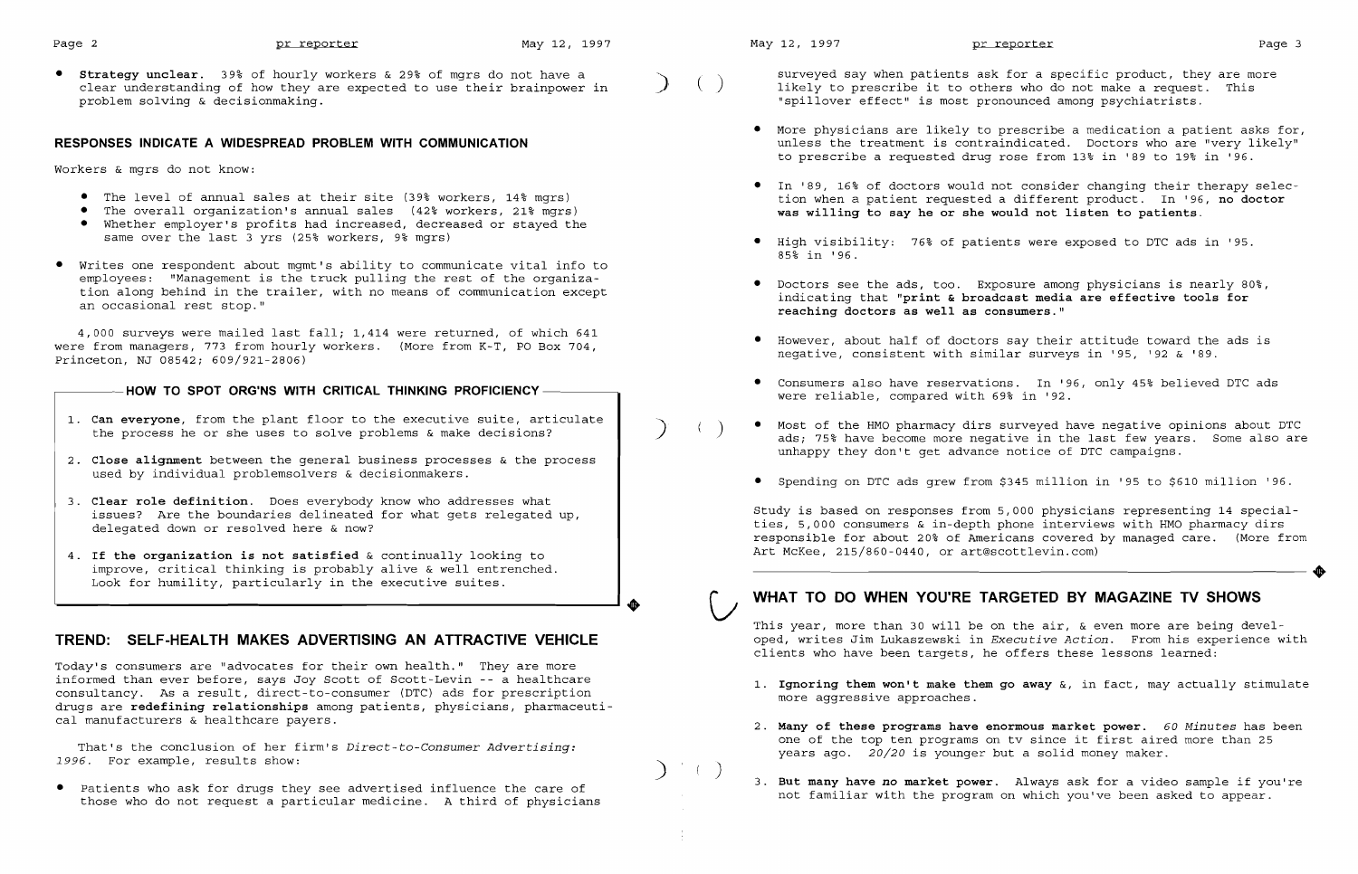- **Strategy unclear.** 39% of hourly workers & 29% of mgrs do not have a clear understanding of how they are expected to use their brainpower in problem solving & decisionmaking.

## RESPONSES INDICATE A WIDESPREAD PROBLEM WITH COMMUNICATION

Workers & mgrs do not know:

- The level of annual sales at their site (39% workers, 14% mgrs)
- The overall organization's annual sales (42% workers, 21% mgrs)
- Whether employer's profits had increased, decreased or stayed the same over the last 3 yrs (25% workers, 9% mgrs)

- Writes one respondent about mgmt's ability to communicate vital info to employees: "Management is the truck pulling the rest of the organization along behind in the trailer, with no means of communication except an occasional rest stop."

4,000 surveys were mailed last fall; 1,414 were returned, of which 641 were from managers, 773 from hourly workers. (More from K-T, PO Box 704, Princeton, NJ 08542; 609/921-2806)

### HOW TO SPOT ORG'NS WITH CRITICAL THINKING PROFICIENCY

1. **Can everyone**, from the plant floor to the executive suite, articulate the process he or she uses to solve problems & make decisions?
2. **Close alignment** between the general business processes & the process used by individual problemsolvers & decisionmakers.
3. **Clear role definition.** Does everybody know who addresses what issues? Are the boundaries delineated for what gets relegated up, delegated down or resolved here & now?
4. **If the organization is not satisfied** & continually looking to improve, critical thinking is probably alive & well entrenched. Look for humility, particularly in the executive suites.

## TREND: SELF-HEALTH MAKES ADVERTISING AN ATTRACTIVE VEHICLE

Today's consumers are "advocates for their own health." They are more informed than ever before, says Joy Scott of Scott-Levin -- a healthcare consultancy. As a result, direct-to-consumer (DTC) ads for prescription drugs are **redefining relationships** among patients, physicians, pharmaceutical manufacturers & healthcare payers.

That's the conclusion of her firm's *Direct-to-Consumer Advertising: 1996*. For example, results show:

- Patients who ask for drugs they see advertised influence the care of those who do not request a particular medicine. A third of physicians surveyed say when patients ask for a specific product, they are more likely to prescribe it to others who do not make a request. This "spillover effect" is most pronounced among psychiatrists.
- More physicians are likely to prescribe a medication a patient asks for, unless the treatment is contraindicated. Doctors who are "very likely" to prescribe a requested drug rose from 13% in '89 to 19% in '96.
- In '89, 16% of doctors would not consider changing their therapy selection when a patient requested a different product. In '96, **no doctor was willing to say he or she would not listen to patients**.
- High visibility: 76% of patients were exposed to DTC ads in '95. 85% in '96.
- Doctors see the ads, too. Exposure among physicians is nearly 80%, indicating that **"print & broadcast media are effective tools for reaching doctors as well as consumers."**
- However, about half of doctors say their attitude toward the ads is negative, consistent with similar surveys in '95, '92 & '89.
- Consumers also have reservations. In '96, only 45% believed DTC ads were reliable, compared with 69% in '92.
- Most of the HMO pharmacy dirs surveyed have negative opinions about DTC ads; 75% have become more negative in the last few years. Some also are unhappy they don't get advance notice of DTC campaigns.
- Spending on DTC ads grew from $345 million in '95 to $610 million '96.

Study is based on responses from 5,000 physicians representing 14 specialties, 5,000 consumers & in-depth phone interviews with HMO pharmacy dirs responsible for about 20% of Americans covered by managed care. (More from Art McKee, 215/860-0440, or art@scottlevin.com)

## WHAT TO DO WHEN YOU'RE TARGETED BY MAGAZINE TV SHOWS

This year, more than 30 will be on the air, & even more are being developed, writes Jim Lukaszewski in *Executive Action*. From his experience with clients who have been targets, he offers these lessons learned:

1. **Ignoring them won't make them go away** &, in fact, may actually stimulate more aggressive approaches.
2. **Many of these programs have enormous market power.** *60 Minutes* has been one of the top ten programs on tv since it first aired more than 25 years ago. *20/20* is younger but a solid money maker.
3. **But many have *no* market power.** Always ask for a video sample if you're not familiar with the program on which you've been asked to appear.